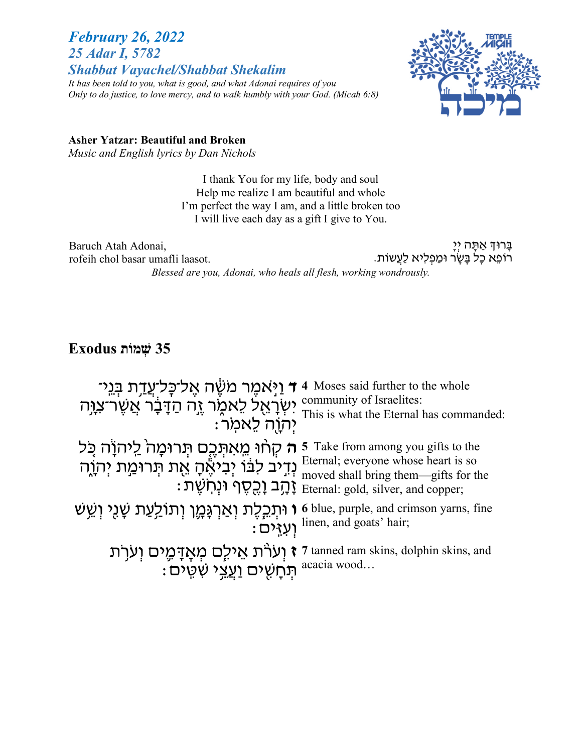***February 26, 2022***
***25 Adar I, 5782***
***Shabbat Vayachel/Shabbat Shekalim***
*It has been told to you, what is good, and what Adonai requires of you*
*Only to do justice, to love mercy, and to walk humbly with your God. (Micah 6:8)*

**Asher Yatzar: Beautiful and Broken**
*Music and English lyrics by Dan Nichols*

I thank You for my life, body and soul
Help me realize I am beautiful and whole
I'm perfect the way I am, and a little broken too
I will live each day as a gift I give to You.

Baruch Atah Adonai,
rofeih chol basar umafli laasot.

בָּרוּךְ אַתָּה יְיָ
רוֹפֵא כָל בָּשָׂר וּמַפְלִיא לַעֲשׂוֹת.

*Blessed are you, Adonai, who heals all flesh, working wondrously.*

## Exodus שְׁמוֹת 35

| | |
|---|---|
| **ד** וַיֹּאמֶר מֹשֶׁה אֶל־כָּל־עֲדַת בְּנֵי־יִשְׂרָאֵל לֵאמֹר זֶה הַדָּבָר אֲשֶׁר־צִוָּה יְהוָה לֵאמֹר׃ | **4** Moses said further to the whole community of Israelites: This is what the Eternal has commanded: |
| **ה** קְחוּ מֵאִתְּכֶם תְּרוּמָה לַיהוָה כֹּל נְדִיב לִבּוֹ יְבִיאֶהָ אֵת תְּרוּמַת יְהוָה זָהָב וָכֶסֶף וּנְחֹשֶׁת׃ | **5** Take from among you gifts to the Eternal; everyone whose heart is so moved shall bring them—gifts for the Eternal: gold, silver, and copper; |
| **ו** וּתְכֵלֶת וְאַרְגָּמָן וְתוֹלַעַת שָׁנִי וְשֵׁשׁ וְעִזִּים׃ | **6** blue, purple, and crimson yarns, fine linen, and goats' hair; |
| **ז** וְעֹרֹת אֵילִם מְאָדָּמִים וְעֹרֹת תְּחָשִׁים וַעֲצֵי שִׁטִּים׃ | **7** tanned ram skins, dolphin skins, and acacia wood… |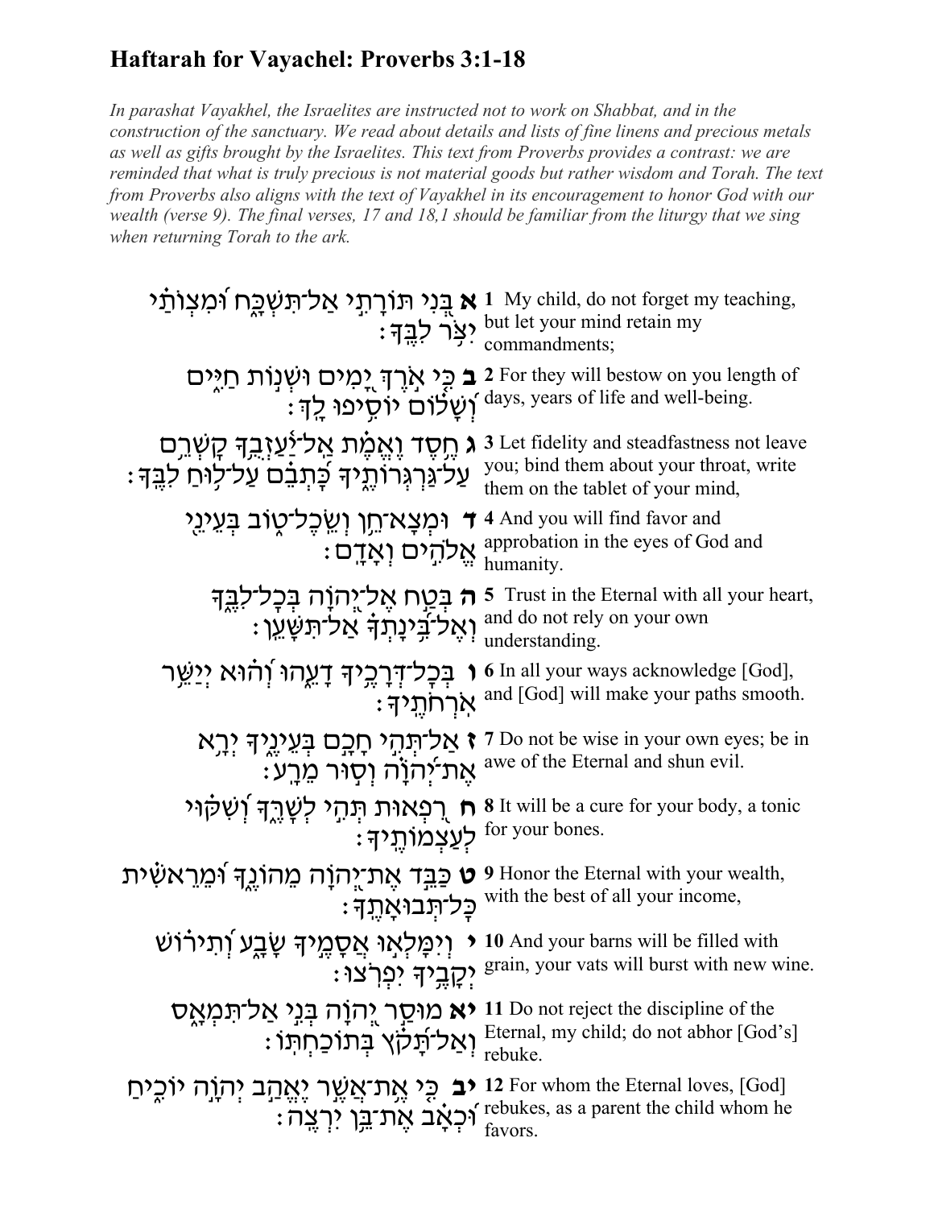## Haftarah for Vayachel: Proverbs 3:1-18

*In parashat Vayakhel, the Israelites are instructed not to work on Shabbat, and in the construction of the sanctuary. We read about details and lists of fine linens and precious metals as well as gifts brought by the Israelites. This text from Proverbs provides a contrast: we are reminded that what is truly precious is not material goods but rather wisdom and Torah. The text from Proverbs also aligns with the text of Vayakhel in its encouragement to honor God with our wealth (verse 9). The final verses, 17 and 18,1 should be familiar from the liturgy that we sing when returning Torah to the ark.*

| | |
|---|---|
| **א** בְּנִי תּוֹרָתִי אַל־תִּשְׁכָּח וּמִצְוֺתַי יִצֹּר לִבֶּךָ׃ | **1** My child, do not forget my teaching, but let your mind retain my commandments; |
| **ב** כִּי אֹרֶךְ יָמִים וּשְׁנוֹת חַיִּים וְשָׁלוֹם יוֹסִיפוּ לָךְ׃ | **2** For they will bestow on you length of days, years of life and well-being. |
| **ג** חֶסֶד וֶאֱמֶת אַל־יַעַזְבֻךָ קָשְׁרֵם עַל־גַּרְגְּרוֹתֶיךָ כָּתְבֵם עַל־לוּחַ לִבֶּךָ׃ | **3** Let fidelity and steadfastness not leave you; bind them about your throat, write them on the tablet of your mind, |
| **ד** וּמְצָא־חֵן וְשֵׂכֶל־טוֹב בְּעֵינֵי אֱלֹהִים וְאָדָם׃ | **4** And you will find favor and approbation in the eyes of God and humanity. |
| **ה** בְּטַח אֶל־יְהוָה בְּכָל־לִבֶּךָ וְאֶל־בִּינָתְךָ אַל־תִּשָּׁעֵן׃ | **5** Trust in the Eternal with all your heart, and do not rely on your own understanding. |
| **ו** בְּכָל־דְּרָכֶיךָ דָעֵהוּ וְהוּא יְיַשֵּׁר אֹרְחֹתֶיךָ׃ | **6** In all your ways acknowledge [God], and [God] will make your paths smooth. |
| **ז** אַל־תְּהִי חָכָם בְּעֵינֶיךָ יְרָא אֶת־יְהוָה וְסוּר מֵרָע׃ | **7** Do not be wise in your own eyes; be in awe of the Eternal and shun evil. |
| **ח** רִפְאוּת תְּהִי לְשָׁרֶּךָ וְשִׁקּוּי לְעַצְמוֹתֶיךָ׃ | **8** It will be a cure for your body, a tonic for your bones. |
| **ט** כַּבֵּד אֶת־יְהוָה מֵהוֹנֶךָ וּמֵרֵאשִׁית כָּל־תְּבוּאָתֶךָ׃ | **9** Honor the Eternal with your wealth, with the best of all your income, |
| **י** וְיִמָּלְאוּ אֲסָמֶיךָ שָׂבָע וְתִירוֹשׁ יְקָבֶיךָ יִפְרֹצוּ׃ | **10** And your barns will be filled with grain, your vats will burst with new wine. |
| **יא** מוּסַר יְהוָה בְּנִי אַל־תִּמְאָס וְאַל־תָּקֹץ בְּתוֹכַחְתּוֹ׃ | **11** Do not reject the discipline of the Eternal, my child; do not abhor [God's] rebuke. |
| **יב** כִּי אֶת־אֲשֶׁר יֶאֱהַב יְהוָה יוֹכִיחַ וּכְאָב אֶת־בֵּן יִרְצֶה׃ | **12** For whom the Eternal loves, [God] rebukes, as a parent the child whom he favors. |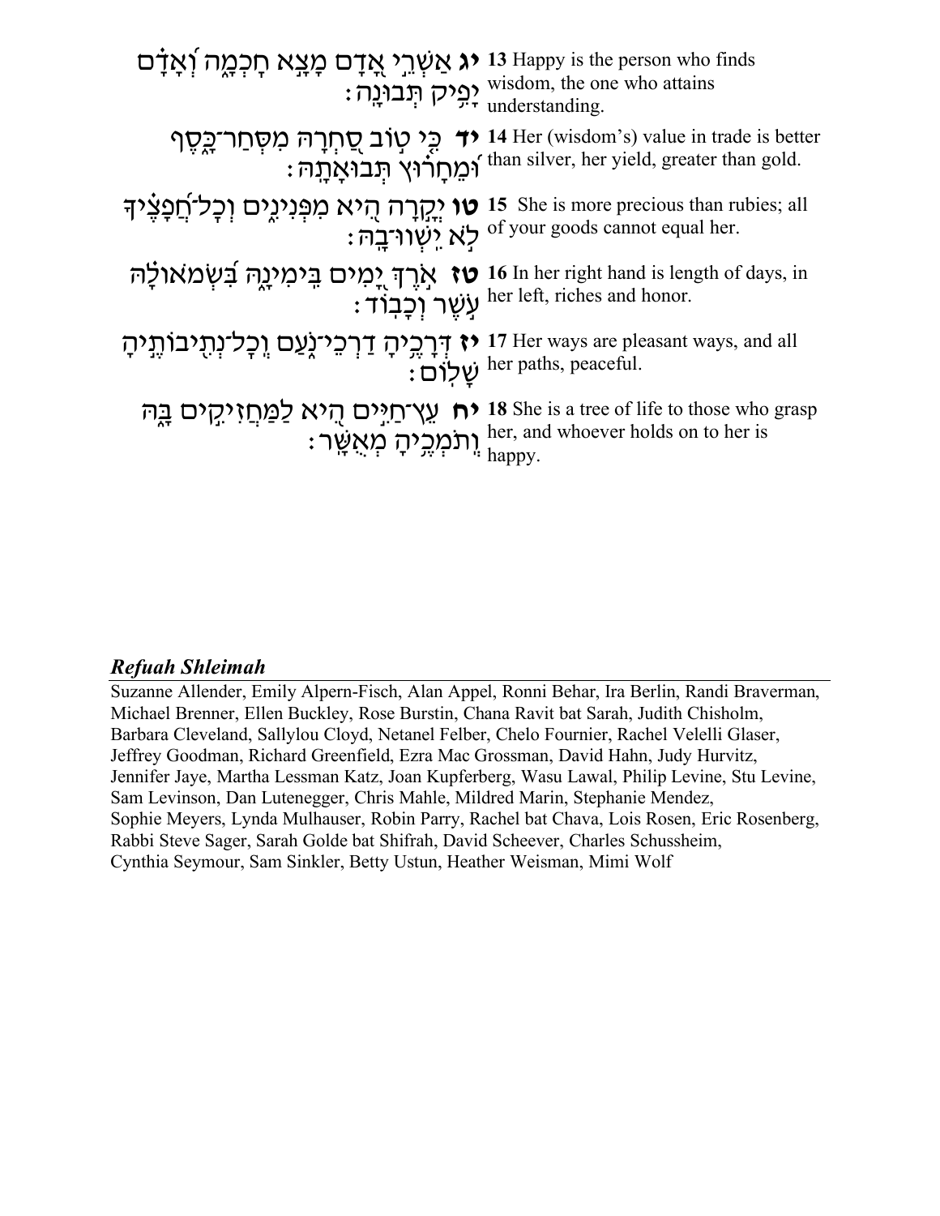| | |
|---|---|
| **יג** אַשְׁרֵי אָדָם מָצָא חָכְמָה וְאָדָם יָפִיק תְּבוּנָה׃ | **13** Happy is the person who finds wisdom, the one who attains understanding. |
| **יד** כִּי טוֹב סַחְרָהּ מִסְּחַר־כָּסֶף וּמֵחָרוּץ תְּבוּאָתָהּ׃ | **14** Her (wisdom's) value in trade is better than silver, her yield, greater than gold. |
| **טו** יְקָרָה הִיא מִפְּנִינִים וְכָל־חֲפָצֶיךָ לֹא יִשְׁווּ־בָהּ׃ | **15** She is more precious than rubies; all of your goods cannot equal her. |
| **טז** אֹרֶךְ יָמִים בִּימִינָהּ בִּשְׂמֹאולָהּ עֹשֶׁר וְכָבוֹד׃ | **16** In her right hand is length of days, in her left, riches and honor. |
| **יז** דְּרָכֶיהָ דַרְכֵי־נֹעַם וְכָל־נְתִיבוֹתֶיהָ שָׁלוֹם׃ | **17** Her ways are pleasant ways, and all her paths, peaceful. |
| **יח** עֵץ־חַיִּים הִיא לַמַּחֲזִיקִים בָּהּ וְתֹמְכֶיהָ מְאֻשָּׁר׃ | **18** She is a tree of life to those who grasp her, and whoever holds on to her is happy. |

## *Refuah Shleimah*

Suzanne Allender, Emily Alpern-Fisch, Alan Appel, Ronni Behar, Ira Berlin, Randi Braverman, Michael Brenner, Ellen Buckley, Rose Burstin, Chana Ravit bat Sarah, Judith Chisholm, Barbara Cleveland, Sallylou Cloyd, Netanel Felber, Chelo Fournier, Rachel Velelli Glaser, Jeffrey Goodman, Richard Greenfield, Ezra Mac Grossman, David Hahn, Judy Hurvitz, Jennifer Jaye, Martha Lessman Katz, Joan Kupferberg, Wasu Lawal, Philip Levine, Stu Levine, Sam Levinson, Dan Lutenegger, Chris Mahle, Mildred Marin, Stephanie Mendez, Sophie Meyers, Lynda Mulhauser, Robin Parry, Rachel bat Chava, Lois Rosen, Eric Rosenberg, Rabbi Steve Sager, Sarah Golde bat Shifrah, David Scheever, Charles Schussheim, Cynthia Seymour, Sam Sinkler, Betty Ustun, Heather Weisman, Mimi Wolf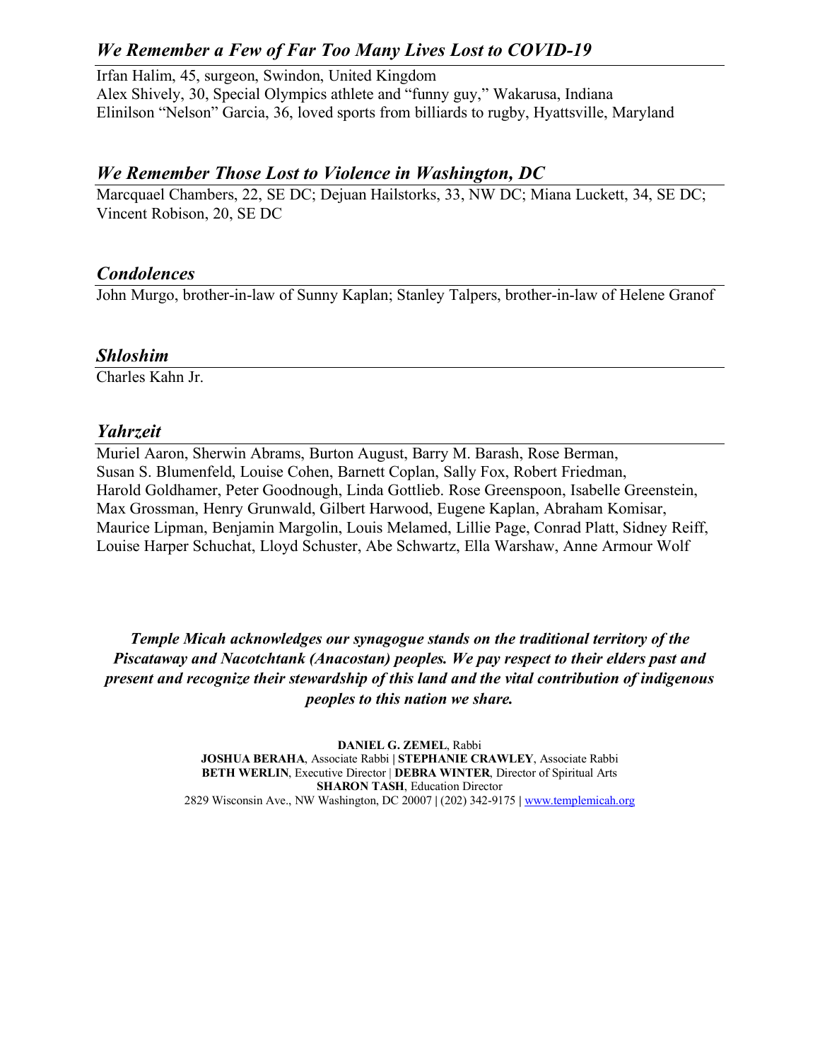## *We Remember a Few of Far Too Many Lives Lost to COVID-19*

Irfan Halim, 45, surgeon, Swindon, United Kingdom
Alex Shively, 30, Special Olympics athlete and "funny guy," Wakarusa, Indiana
Elinilson "Nelson" Garcia, 36, loved sports from billiards to rugby, Hyattsville, Maryland

## *We Remember Those Lost to Violence in Washington, DC*

Marcquael Chambers, 22, SE DC; Dejuan Hailstorks, 33, NW DC; Miana Luckett, 34, SE DC; Vincent Robison, 20, SE DC

## *Condolences*

John Murgo, brother-in-law of Sunny Kaplan; Stanley Talpers, brother-in-law of Helene Granof

## *Shloshim*

Charles Kahn Jr.

## *Yahrzeit*

Muriel Aaron, Sherwin Abrams, Burton August, Barry M. Barash, Rose Berman, Susan S. Blumenfeld, Louise Cohen, Barnett Coplan, Sally Fox, Robert Friedman, Harold Goldhamer, Peter Goodnough, Linda Gottlieb. Rose Greenspoon, Isabelle Greenstein, Max Grossman, Henry Grunwald, Gilbert Harwood, Eugene Kaplan, Abraham Komisar, Maurice Lipman, Benjamin Margolin, Louis Melamed, Lillie Page, Conrad Platt, Sidney Reiff, Louise Harper Schuchat, Lloyd Schuster, Abe Schwartz, Ella Warshaw, Anne Armour Wolf

***Temple Micah acknowledges our synagogue stands on the traditional territory of the Piscataway and Nacotchtank (Anacostan) peoples. We pay respect to their elders past and present and recognize their stewardship of this land and the vital contribution of indigenous peoples to this nation we share.***

**DANIEL G. ZEMEL**, Rabbi
**JOSHUA BERAHA**, Associate Rabbi | **STEPHANIE CRAWLEY**, Associate Rabbi
**BETH WERLIN**, Executive Director | **DEBRA WINTER**, Director of Spiritual Arts
**SHARON TASH**, Education Director
2829 Wisconsin Ave., NW Washington, DC 20007 | (202) 342-9175 | www.templemicah.org